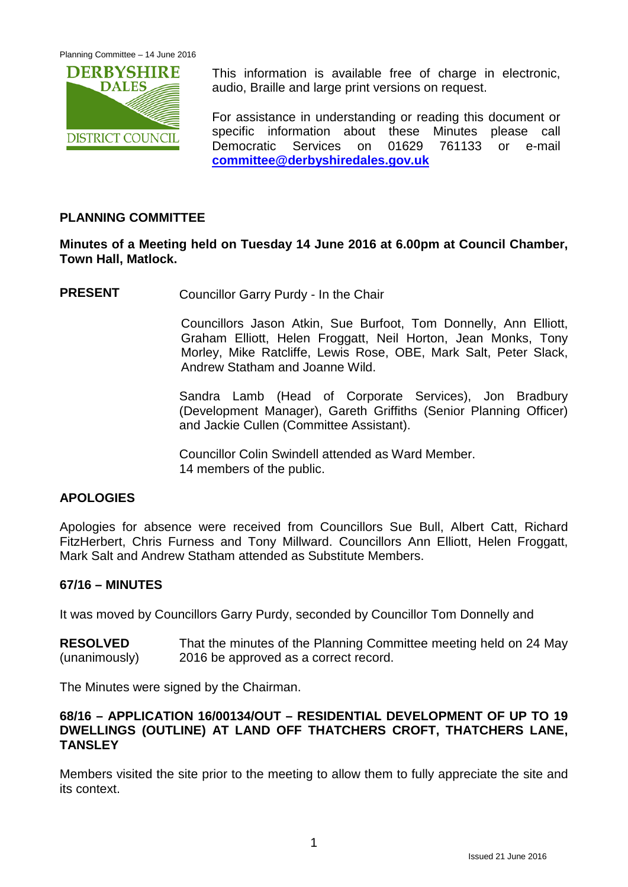This information is available free of charge in electronic, audio, Braille and large print versions on request.

For assistance in understanding or reading this document or specific information about these Minutes please call Democratic Services on 01629 761133 or e-mail **committee@derbyshiredales.gov.uk**

## PLANNING COMMITTEE

**Minutes of a Meeting held on Tuesday 14 June 2016 at 6.00pm at Council Chamber, Town Hall, Matlock.**

**PRESENT** Councillor Garry Purdy - In the Chair

Councillors Jason Atkin, Sue Burfoot, Tom Donnelly, Ann Elliott, Graham Elliott, Helen Froggatt, Neil Horton, Jean Monks, Tony Morley, Mike Ratcliffe, Lewis Rose, OBE, Mark Salt, Peter Slack, Andrew Statham and Joanne Wild.

Sandra Lamb (Head of Corporate Services), Jon Bradbury (Development Manager), Gareth Griffiths (Senior Planning Officer) and Jackie Cullen (Committee Assistant).

Councillor Colin Swindell attended as Ward Member.
14 members of the public.

## APOLOGIES

Apologies for absence were received from Councillors Sue Bull, Albert Catt, Richard FitzHerbert, Chris Furness and Tony Millward. Councillors Ann Elliott, Helen Froggatt, Mark Salt and Andrew Statham attended as Substitute Members.

## 67/16 – MINUTES

It was moved by Councillors Garry Purdy, seconded by Councillor Tom Donnelly and

**RESOLVED** (unanimously) That the minutes of the Planning Committee meeting held on 24 May 2016 be approved as a correct record.

The Minutes were signed by the Chairman.

## 68/16 – APPLICATION 16/00134/OUT – RESIDENTIAL DEVELOPMENT OF UP TO 19 DWELLINGS (OUTLINE) AT LAND OFF THATCHERS CROFT, THATCHERS LANE, TANSLEY

Members visited the site prior to the meeting to allow them to fully appreciate the site and its context.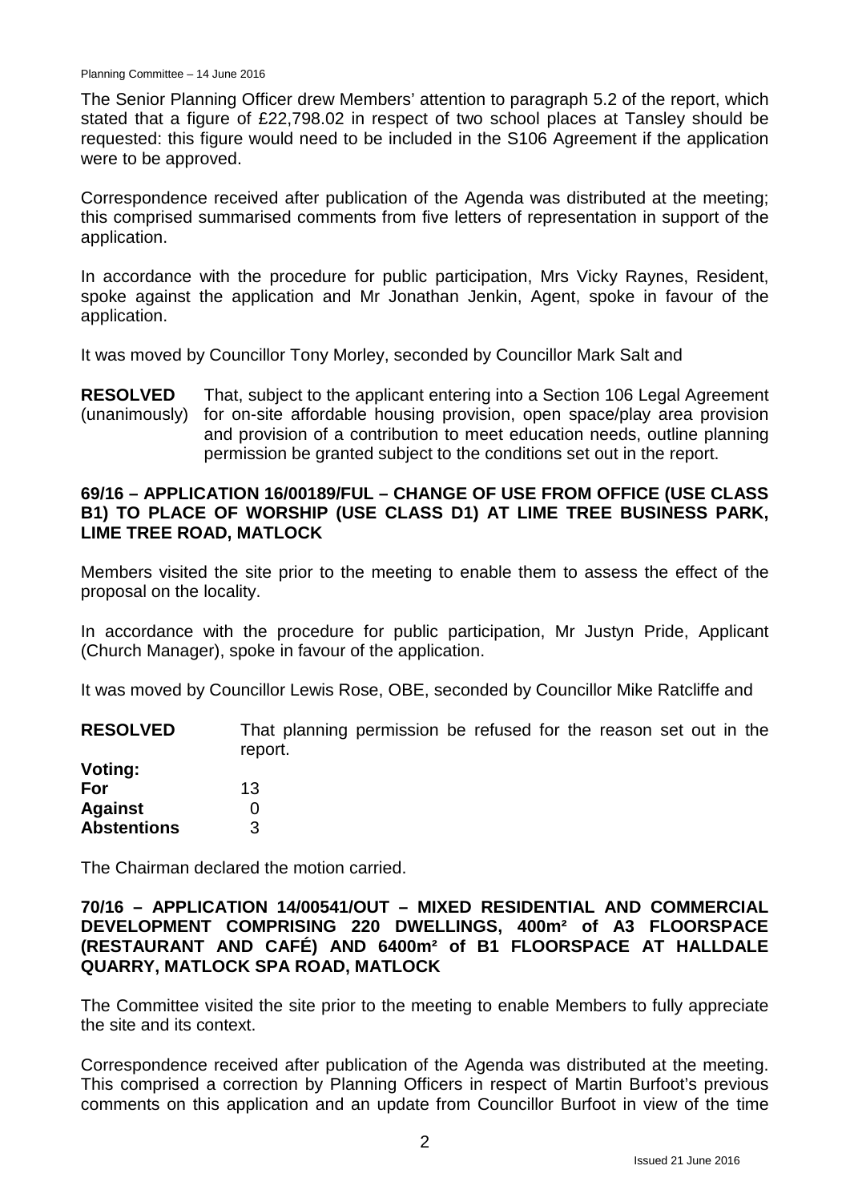The Senior Planning Officer drew Members' attention to paragraph 5.2 of the report, which stated that a figure of £22,798.02 in respect of two school places at Tansley should be requested: this figure would need to be included in the S106 Agreement if the application were to be approved.

Correspondence received after publication of the Agenda was distributed at the meeting; this comprised summarised comments from five letters of representation in support of the application.

In accordance with the procedure for public participation, Mrs Vicky Raynes, Resident, spoke against the application and Mr Jonathan Jenkin, Agent, spoke in favour of the application.

It was moved by Councillor Tony Morley, seconded by Councillor Mark Salt and

**RESOLVED** (unanimously) That, subject to the applicant entering into a Section 106 Legal Agreement for on-site affordable housing provision, open space/play area provision and provision of a contribution to meet education needs, outline planning permission be granted subject to the conditions set out in the report.

**69/16 – APPLICATION 16/00189/FUL – CHANGE OF USE FROM OFFICE (USE CLASS B1) TO PLACE OF WORSHIP (USE CLASS D1) AT LIME TREE BUSINESS PARK, LIME TREE ROAD, MATLOCK**

Members visited the site prior to the meeting to enable them to assess the effect of the proposal on the locality.

In accordance with the procedure for public participation, Mr Justyn Pride, Applicant (Church Manager), spoke in favour of the application.

It was moved by Councillor Lewis Rose, OBE, seconded by Councillor Mike Ratcliffe and

**RESOLVED** That planning permission be refused for the reason set out in the report.

**Voting:**
**For** 13
**Against** 0
**Abstentions** 3

The Chairman declared the motion carried.

**70/16 – APPLICATION 14/00541/OUT – MIXED RESIDENTIAL AND COMMERCIAL DEVELOPMENT COMPRISING 220 DWELLINGS, 400m² of A3 FLOORSPACE (RESTAURANT AND CAFÉ) AND 6400m² of B1 FLOORSPACE AT HALLDALE QUARRY, MATLOCK SPA ROAD, MATLOCK**

The Committee visited the site prior to the meeting to enable Members to fully appreciate the site and its context.

Correspondence received after publication of the Agenda was distributed at the meeting. This comprised a correction by Planning Officers in respect of Martin Burfoot's previous comments on this application and an update from Councillor Burfoot in view of the time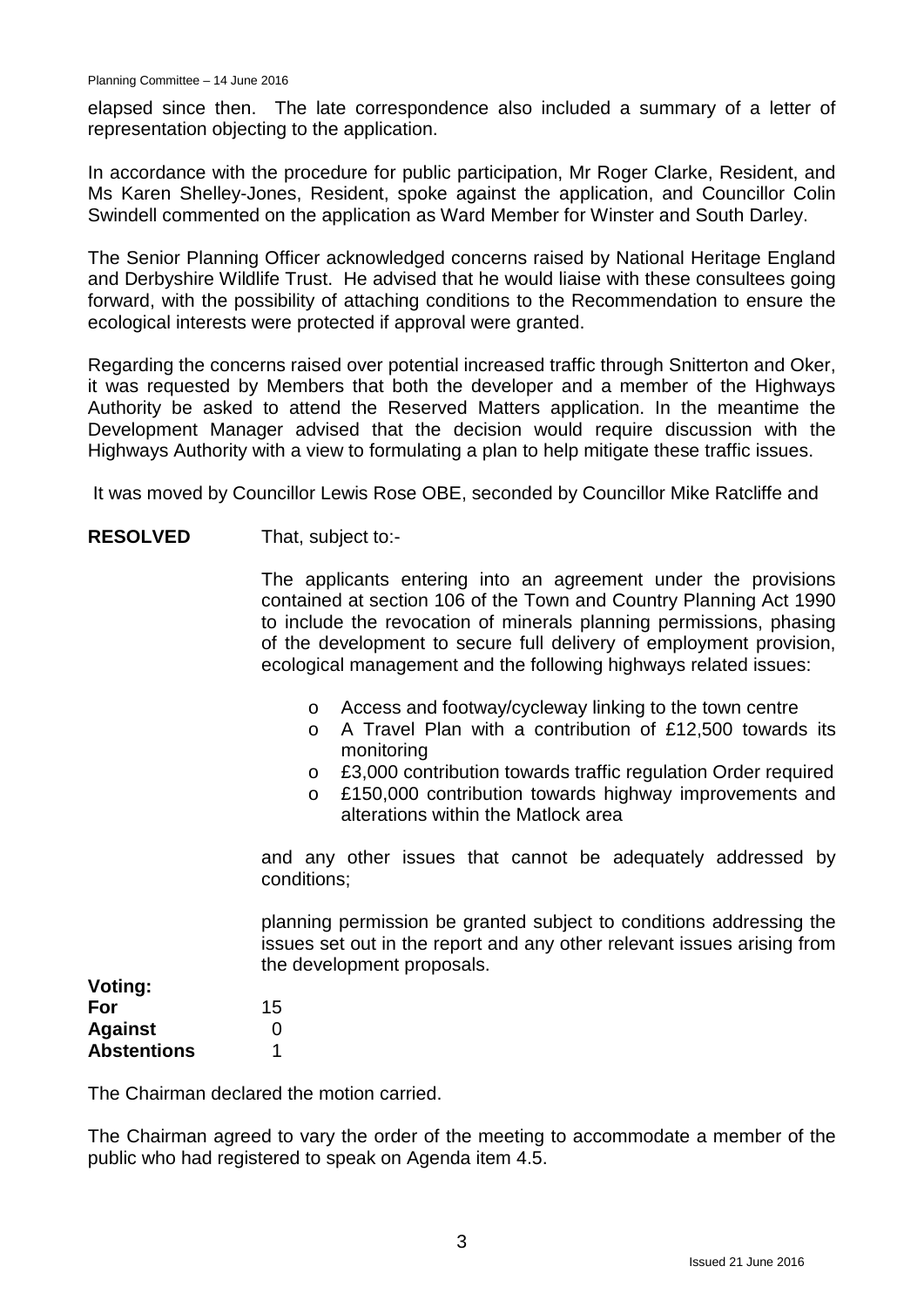elapsed since then. The late correspondence also included a summary of a letter of representation objecting to the application.

In accordance with the procedure for public participation, Mr Roger Clarke, Resident, and Ms Karen Shelley-Jones, Resident, spoke against the application, and Councillor Colin Swindell commented on the application as Ward Member for Winster and South Darley.

The Senior Planning Officer acknowledged concerns raised by National Heritage England and Derbyshire Wildlife Trust. He advised that he would liaise with these consultees going forward, with the possibility of attaching conditions to the Recommendation to ensure the ecological interests were protected if approval were granted.

Regarding the concerns raised over potential increased traffic through Snitterton and Oker, it was requested by Members that both the developer and a member of the Highways Authority be asked to attend the Reserved Matters application. In the meantime the Development Manager advised that the decision would require discussion with the Highways Authority with a view to formulating a plan to help mitigate these traffic issues.

It was moved by Councillor Lewis Rose OBE, seconded by Councillor Mike Ratcliffe and

**RESOLVED** That, subject to:-

The applicants entering into an agreement under the provisions contained at section 106 of the Town and Country Planning Act 1990 to include the revocation of minerals planning permissions, phasing of the development to secure full delivery of employment provision, ecological management and the following highways related issues:

- Access and footway/cycleway linking to the town centre
- A Travel Plan with a contribution of £12,500 towards its monitoring
- £3,000 contribution towards traffic regulation Order required
- £150,000 contribution towards highway improvements and alterations within the Matlock area

and any other issues that cannot be adequately addressed by conditions;

planning permission be granted subject to conditions addressing the issues set out in the report and any other relevant issues arising from the development proposals.

**Voting:**

| | |
|---|---|
| **For** | 15 |
| **Against** | 0 |
| **Abstentions** | 1 |

The Chairman declared the motion carried.

The Chairman agreed to vary the order of the meeting to accommodate a member of the public who had registered to speak on Agenda item 4.5.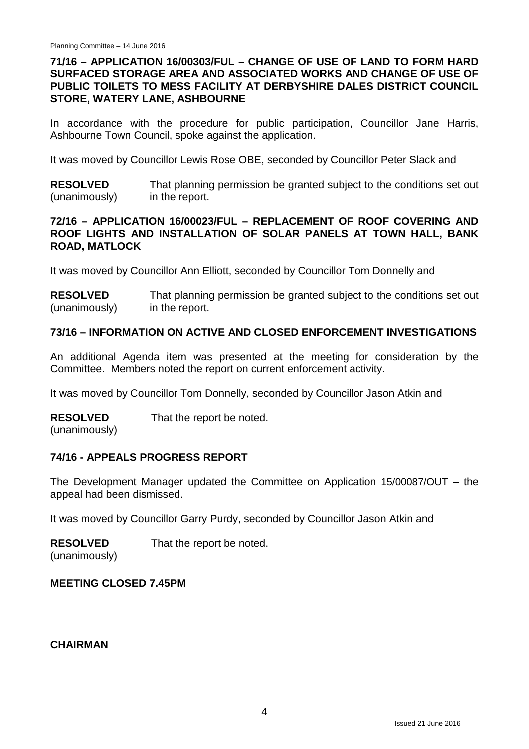## 71/16 – APPLICATION 16/00303/FUL – CHANGE OF USE OF LAND TO FORM HARD SURFACED STORAGE AREA AND ASSOCIATED WORKS AND CHANGE OF USE OF PUBLIC TOILETS TO MESS FACILITY AT DERBYSHIRE DALES DISTRICT COUNCIL STORE, WATERY LANE, ASHBOURNE

In accordance with the procedure for public participation, Councillor Jane Harris, Ashbourne Town Council, spoke against the application.

It was moved by Councillor Lewis Rose OBE, seconded by Councillor Peter Slack and

**RESOLVED** (unanimously) That planning permission be granted subject to the conditions set out in the report.

## 72/16 – APPLICATION 16/00023/FUL – REPLACEMENT OF ROOF COVERING AND ROOF LIGHTS AND INSTALLATION OF SOLAR PANELS AT TOWN HALL, BANK ROAD, MATLOCK

It was moved by Councillor Ann Elliott, seconded by Councillor Tom Donnelly and

**RESOLVED** (unanimously) That planning permission be granted subject to the conditions set out in the report.

## 73/16 – INFORMATION ON ACTIVE AND CLOSED ENFORCEMENT INVESTIGATIONS

An additional Agenda item was presented at the meeting for consideration by the Committee. Members noted the report on current enforcement activity.

It was moved by Councillor Tom Donnelly, seconded by Councillor Jason Atkin and

**RESOLVED** (unanimously) That the report be noted.

## 74/16 - APPEALS PROGRESS REPORT

The Development Manager updated the Committee on Application 15/00087/OUT – the appeal had been dismissed.

It was moved by Councillor Garry Purdy, seconded by Councillor Jason Atkin and

**RESOLVED** (unanimously) That the report be noted.

**MEETING CLOSED 7.45PM**

**CHAIRMAN**

Issued 21 June 2016